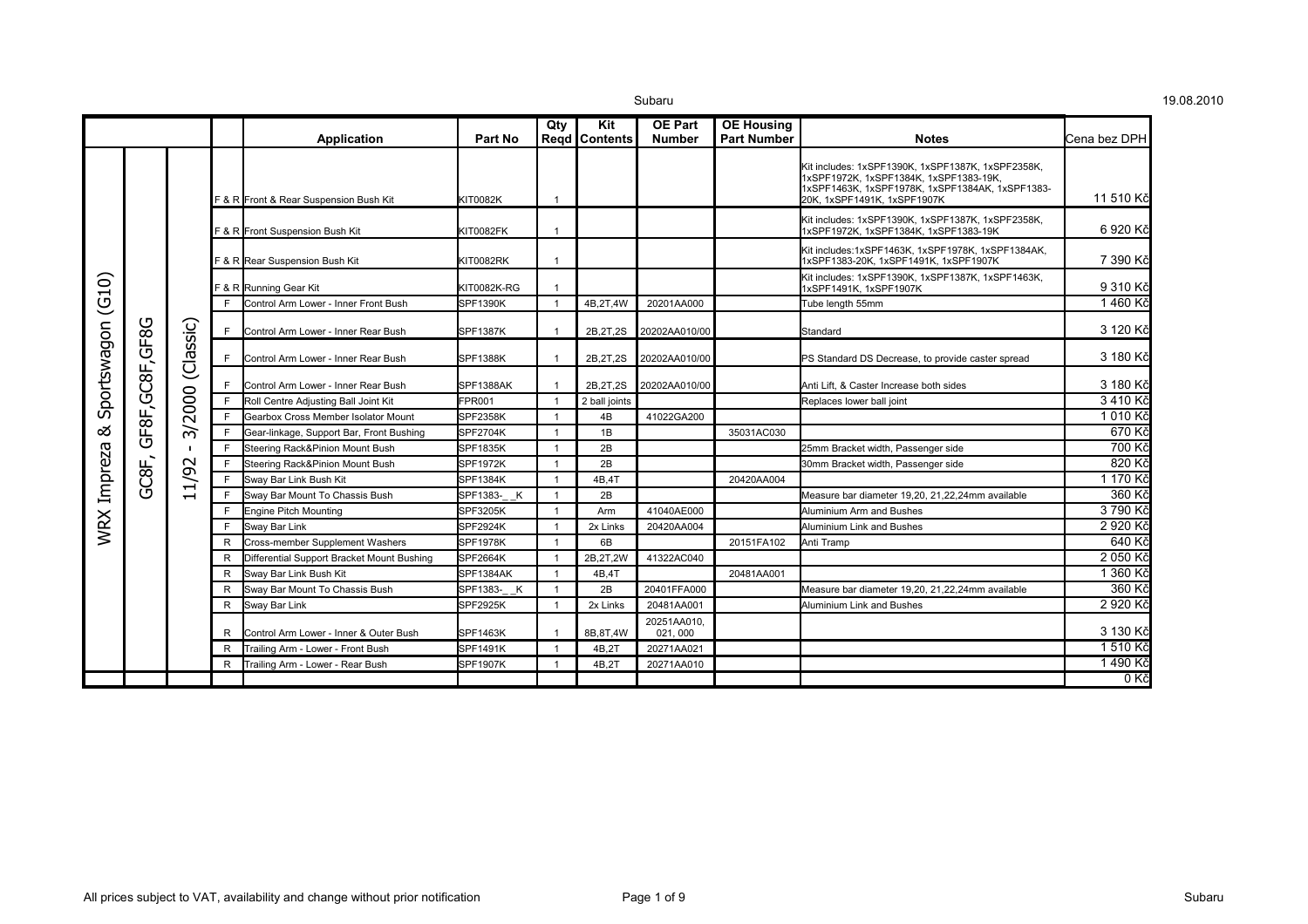Subaru

19.08.2010

| | | | | Application | Part No | Qty Reqd | Kit Contents | OE Part Number | OE Housing Part Number | Notes | Cena bez DPH |
|---|---|---|---|---|---|---|---|---|---|---|---|
| WRX Impreza & Sportswagon (G10) | GC8F, GF8F,GC8F,GF8G | 11/92 - 3/2000 (Classic) | F & R | Front & Rear Suspension Bush Kit | KIT0082K | 1 | | | | Kit includes: 1xSPF1390K, 1xSPF1387K, 1xSPF2358K, 1xSPF1972K, 1xSPF1384K, 1xSPF1383-19K, 1xSPF1463K, 1xSPF1978K, 1xSPF1384AK, 1xSPF1383-20K, 1xSPF1491K, 1xSPF1907K | 11 510 Kč |
| | | | F & R | Front Suspension Bush Kit | KIT0082FK | 1 | | | | Kit includes: 1xSPF1390K, 1xSPF1387K, 1xSPF2358K, 1xSPF1972K, 1xSPF1384K, 1xSPF1383-19K | 6 920 Kč |
| | | | F & R | Rear Suspension Bush Kit | KIT0082RK | 1 | | | | Kit includes:1xSPF1463K, 1xSPF1978K, 1xSPF1384AK, 1xSPF1383-20K, 1xSPF1491K, 1xSPF1907K | 7 390 Kč |
| | | | F & R | Running Gear Kit | KIT0082K-RG | 1 | | | | Kit includes: 1xSPF1390K, 1xSPF1387K, 1xSPF1463K, 1xSPF1491K, 1xSPF1907K | 9 310 Kč |
| | | | F | Control Arm Lower - Inner Front Bush | SPF1390K | 1 | 4B,2T,4W | 20201AA000 | | Tube length 55mm | 1 460 Kč |
| | | | F | Control Arm Lower - Inner Rear Bush | SPF1387K | 1 | 2B,2T,2S | 20202AA010/00 | | Standard | 3 120 Kč |
| | | | F | Control Arm Lower - Inner Rear Bush | SPF1388K | 1 | 2B,2T,2S | 20202AA010/00 | | PS Standard DS Decrease, to provide caster spread | 3 180 Kč |
| | | | F | Control Arm Lower - Inner Rear Bush | SPF1388AK | 1 | 2B,2T,2S | 20202AA010/00 | | Anti Lift, & Caster Increase both sides | 3 180 Kč |
| | | | F | Roll Centre Adjusting Ball Joint Kit | FPR001 | 1 | 2 ball joints | | | Replaces lower ball joint | 3 410 Kč |
| | | | F | Gearbox Cross Member Isolator Mount | SPF2358K | 1 | 4B | 41022GA200 | | | 1 010 Kč |
| | | | F | Gear-linkage, Support Bar, Front Bushing | SPF2704K | 1 | 1B | | 35031AC030 | | 670 Kč |
| | | | F | Steering Rack&Pinion Mount Bush | SPF1835K | 1 | 2B | | | 25mm Bracket width, Passenger side | 700 Kč |
| | | | F | Steering Rack&Pinion Mount Bush | SPF1972K | 1 | 2B | | | 30mm Bracket width, Passenger side | 820 Kč |
| | | | F | Sway Bar Link Bush Kit | SPF1384K | 1 | 4B,4T | | 20420AA004 | | 1 170 Kč |
| | | | F | Sway Bar Mount To Chassis Bush | SPF1383-_ _K | 1 | 2B | | | Measure bar diameter 19,20, 21,22,24mm available | 360 Kč |
| | | | F | Engine Pitch Mounting | SPF3205K | 1 | Arm | 41040AE000 | | Aluminium Arm and Bushes | 3 790 Kč |
| | | | F | Sway Bar Link | SPF2924K | 1 | 2x Links | 20420AA004 | | Aluminium Link and Bushes | 2 920 Kč |
| | | | R | Cross-member Supplement Washers | SPF1978K | 1 | 6B | | 20151FA102 | Anti Tramp | 640 Kč |
| | | | R | Differential Support Bracket Mount Bushing | SPF2664K | 1 | 2B,2T,2W | 41322AC040 | | | 2 050 Kč |
| | | | R | Sway Bar Link Bush Kit | SPF1384AK | 1 | 4B,4T | | 20481AA001 | | 1 360 Kč |
| | | | R | Sway Bar Mount To Chassis Bush | SPF1383-_ _K | 1 | 2B | 20401FFA000 | | Measure bar diameter 19,20, 21,22,24mm available | 360 Kč |
| | | | R | Sway Bar Link | SPF2925K | 1 | 2x Links | 20481AA001 | | Aluminium Link and Bushes | 2 920 Kč |
| | | | R | Control Arm Lower - Inner & Outer Bush | SPF1463K | 1 | 8B,8T,4W | 20251AA010, 021, 000 | | | 3 130 Kč |
| | | | R | Trailing Arm - Lower - Front Bush | SPF1491K | 1 | 4B,2T | 20271AA021 | | | 1 510 Kč |
| | | | R | Trailing Arm - Lower - Rear Bush | SPF1907K | 1 | 4B,2T | 20271AA010 | | | 1 490 Kč |
| | | | | | | | | | | | 0 Kč |

All prices subject to VAT, availability and change without prior notification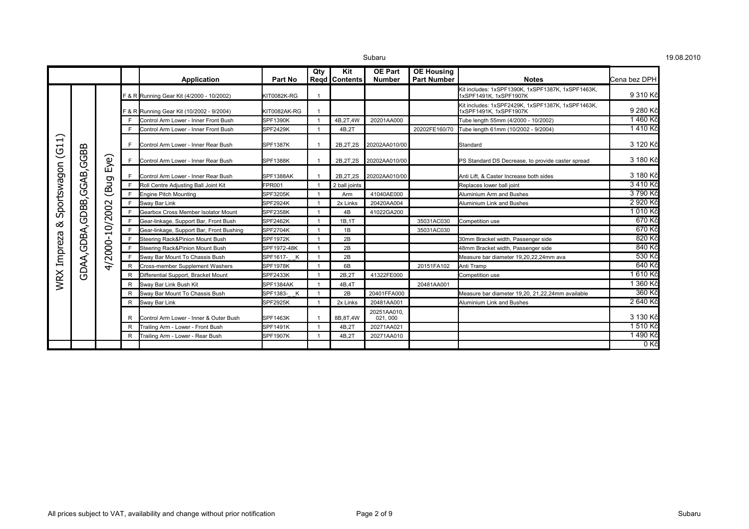| | | | | Application | Part No | Qty Reqd | Kit Contents | OE Part Number | OE Housing Part Number | Notes | Cena bez DPH |
|---|---|---|---|---|---|---|---|---|---|---|---|
| WRX Impreza & Sportswagon (G11) | GDAA,GDBA,GDBB,GGAB,GGBB | 4/2000-10/2002 (Bug Eye) | F & R | Running Gear Kit (4/2000 - 10/2002) | KIT0082K-RG | 1 | | | | Kit includes: 1xSPF1390K, 1xSPF1387K, 1xSPF1463K, 1xSPF1491K, 1xSPF1907K | 9 310 Kč |
| | | | F & R | Running Gear Kit (10/2002 - 9/2004) | KIT0082AK-RG | 1 | | | | Kit includes: 1xSPF2429K, 1xSPF1387K, 1xSPF1463K, 1xSPF1491K, 1xSPF1907K | 9 280 Kč |
| | | | F | Control Arm Lower - Inner Front Bush | SPF1390K | 1 | 4B,2T,4W | 20201AA000 | | Tube length 55mm (4/2000 - 10/2002) | 1 460 Kč |
| | | | F | Control Arm Lower - Inner Front Bush | SPF2429K | 1 | 4B,2T | | 20202FE160/70 | Tube length 61mm (10/2002 - 9/2004) | 1 410 Kč |
| | | | F | Control Arm Lower - Inner Rear Bush | SPF1387K | 1 | 2B,2T,2S | 20202AA010/00 | | Standard | 3 120 Kč |
| | | | F | Control Arm Lower - Inner Rear Bush | SPF1388K | 1 | 2B,2T,2S | 20202AA010/00 | | PS Standard DS Decrease, to provide caster spread | 3 180 Kč |
| | | | F | Control Arm Lower - Inner Rear Bush | SPF1388AK | 1 | 2B,2T,2S | 20202AA010/00 | | Anti Lift, & Caster Increase both sides | 3 180 Kč |
| | | | F | Roll Centre Adjusting Ball Joint Kit | FPR001 | 1 | 2 ball joints | | | Replaces lower ball joint | 3 410 Kč |
| | | | F | Engine Pitch Mounting | SPF3205K | 1 | Arm | 41040AE000 | | Aluminium Arm and Bushes | 3 790 Kč |
| | | | F | Sway Bar Link | SPF2924K | 1 | 2x Links | 20420AA004 | | Aluminium Link and Bushes | 2 920 Kč |
| | | | F | Gearbox Cross Member Isolator Mount | SPF2358K | 1 | 4B | 41022GA200 | | | 1 010 Kč |
| | | | F | Gear-linkage, Support Bar, Front Bush | SPF2462K | 1 | 1B,1T | | 35031AC030 | Competition use | 670 Kč |
| | | | F | Gear-linkage, Support Bar, Front Bushing | SPF2704K | 1 | 1B | | 35031AC030 | | 670 Kč |
| | | | F | Steering Rack&Pinion Mount Bush | SPF1972K | 1 | 2B | | | 30mm Bracket width, Passenger side | 820 Kč |
| | | | F | Steering Rack&Pinion Mount Bush | SPF1972-48K | 1 | 2B | | | 48mm Bracket width, Passenger side | 840 Kč |
| | | | F | Sway Bar Mount To Chassis Bush | SPF1617-_ _K | 1 | 2B | | | Measure bar diameter 19,20,22,24mm ava | 530 Kč |
| | | | R | Cross-member Supplement Washers | SPF1978K | 1 | 6B | | 20151FA102 | Anti Tramp | 640 Kč |
| | | | R | Differential Support, Bracket Mount | SPF2433K | 1 | 2B,2T | 41322FE000 | | Competition use | 1 610 Kč |
| | | | R | Sway Bar Link Bush Kit | SPF1384AK | 1 | 4B,4T | | 20481AA001 | | 1 360 Kč |
| | | | R | Sway Bar Mount To Chassis Bush | SPF1383-_ _K | 1 | 2B | 20401FFA000 | | Measure bar diameter 19,20, 21,22,24mm available | 360 Kč |
| | | | R | Sway Bar Link | SPF2925K | 1 | 2x Links | 20481AA001 | | Aluminium Link and Bushes | 2 640 Kč |
| | | | R | Control Arm Lower - Inner & Outer Bush | SPF1463K | 1 | 8B,8T,4W | 20251AA010, 021, 000 | | | 3 130 Kč |
| | | | R | Trailing Arm - Lower - Front Bush | SPF1491K | 1 | 4B,2T | 20271AA021 | | | 1 510 Kč |
| | | | R | Trailing Arm - Lower - Rear Bush | SPF1907K | 1 | 4B,2T | 20271AA010 | | | 1 490 Kč |
| | | | | | | | | | | | 0 Kč |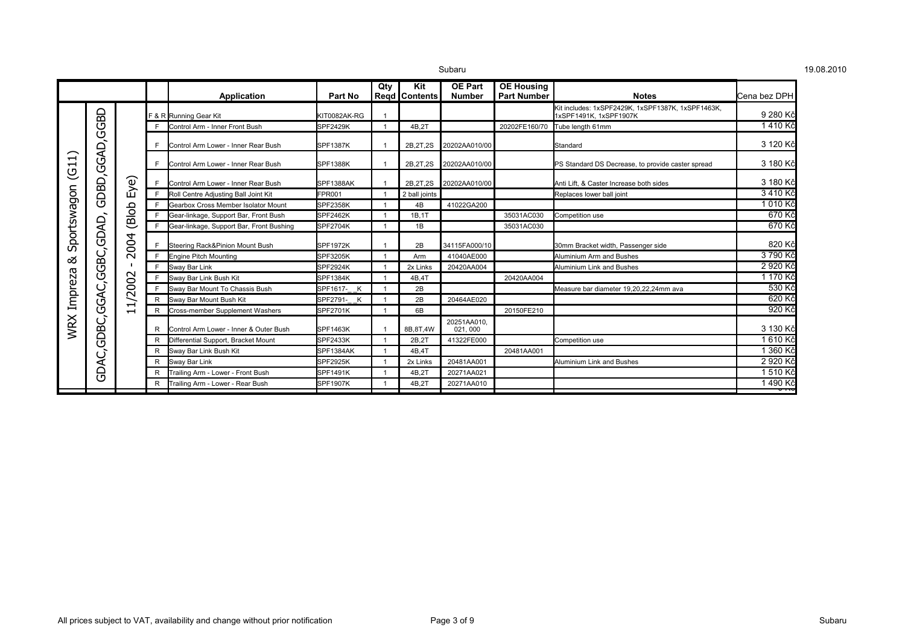| | | | | Application | Part No | Qty Reqd | Kit Contents | OE Part Number | OE Housing Part Number | Notes | Cena bez DPH |
|---|---|---|---|---|---|---|---|---|---|---|---|
| WRX Impreza & Sportswagon (G11) | GDAC,GDBC,GGAC,GGBC,GDAD, GDBD,GGAD,GGBD | 11/2002 - 2004 (Blob Eye) | F & R | Running Gear Kit | KIT0082AK-RG | 1 | | | | Kit includes: 1xSPF2429K, 1xSPF1387K, 1xSPF1463K, 1xSPF1491K, 1xSPF1907K | 9 280 Kč |
| | | | F | Control Arm - Inner Front Bush | SPF2429K | 1 | 4B,2T | | 20202FE160/70 | Tube length 61mm | 1 410 Kč |
| | | | F | Control Arm Lower - Inner Rear Bush | SPF1387K | 1 | 2B,2T,2S | 20202AA010/00 | | Standard | 3 120 Kč |
| | | | F | Control Arm Lower - Inner Rear Bush | SPF1388K | 1 | 2B,2T,2S | 20202AA010/00 | | PS Standard DS Decrease, to provide caster spread | 3 180 Kč |
| | | | F | Control Arm Lower - Inner Rear Bush | SPF1388AK | 1 | 2B,2T,2S | 20202AA010/00 | | Anti Lift, & Caster Increase both sides | 3 180 Kč |
| | | | F | Roll Centre Adjusting Ball Joint Kit | FPR001 | 1 | 2 ball joints | | | Replaces lower ball joint | 3 410 Kč |
| | | | F | Gearbox Cross Member Isolator Mount | SPF2358K | 1 | 4B | 41022GA200 | | | 1 010 Kč |
| | | | F | Gear-linkage, Support Bar, Front Bush | SPF2462K | 1 | 1B,1T | | 35031AC030 | Competition use | 670 Kč |
| | | | F | Gear-linkage, Support Bar, Front Bushing | SPF2704K | 1 | 1B | | 35031AC030 | | 670 Kč |
| | | | F | Steering Rack&Pinion Mount Bush | SPF1972K | 1 | 2B | 34115FA000/10 | | 30mm Bracket width, Passenger side | 820 Kč |
| | | | F | Engine Pitch Mounting | SPF3205K | 1 | Arm | 41040AE000 | | Aluminium Arm and Bushes | 3 790 Kč |
| | | | F | Sway Bar Link | SPF2924K | 1 | 2x Links | 20420AA004 | | Aluminium Link and Bushes | 2 920 Kč |
| | | | F | Sway Bar Link Bush Kit | SPF1384K | 1 | 4B,4T | | 20420AA004 | | 1 170 Kč |
| | | | F | Sway Bar Mount To Chassis Bush | SPF1617-_ _K | 1 | 2B | | | Measure bar diameter 19,20,22,24mm ava | 530 Kč |
| | | | R | Sway Bar Mount Bush Kit | SPF2791-_ _K | 1 | 2B | 20464AE020 | | | 620 Kč |
| | | | R | Cross-member Supplement Washers | SPF2701K | 1 | 6B | | 20150FE210 | | 920 Kč |
| | | | R | Control Arm Lower - Inner & Outer Bush | SPF1463K | 1 | 8B,8T,4W | 20251AA010, 021, 000 | | | 3 130 Kč |
| | | | R | Differential Support, Bracket Mount | SPF2433K | 1 | 2B,2T | 41322FE000 | | Competition use | 1 610 Kč |
| | | | R | Sway Bar Link Bush Kit | SPF1384AK | 1 | 4B,4T | | 20481AA001 | | 1 360 Kč |
| | | | R | Sway Bar Link | SPF2925K | 1 | 2x Links | 20481AA001 | | Aluminium Link and Bushes | 2 920 Kč |
| | | | R | Trailing Arm - Lower - Front Bush | SPF1491K | 1 | 4B,2T | 20271AA021 | | | 1 510 Kč |
| | | | R | Trailing Arm - Lower - Rear Bush | SPF1907K | 1 | 4B,2T | 20271AA010 | | | 1 490 Kč |

All prices subject to VAT, availability and change without prior notification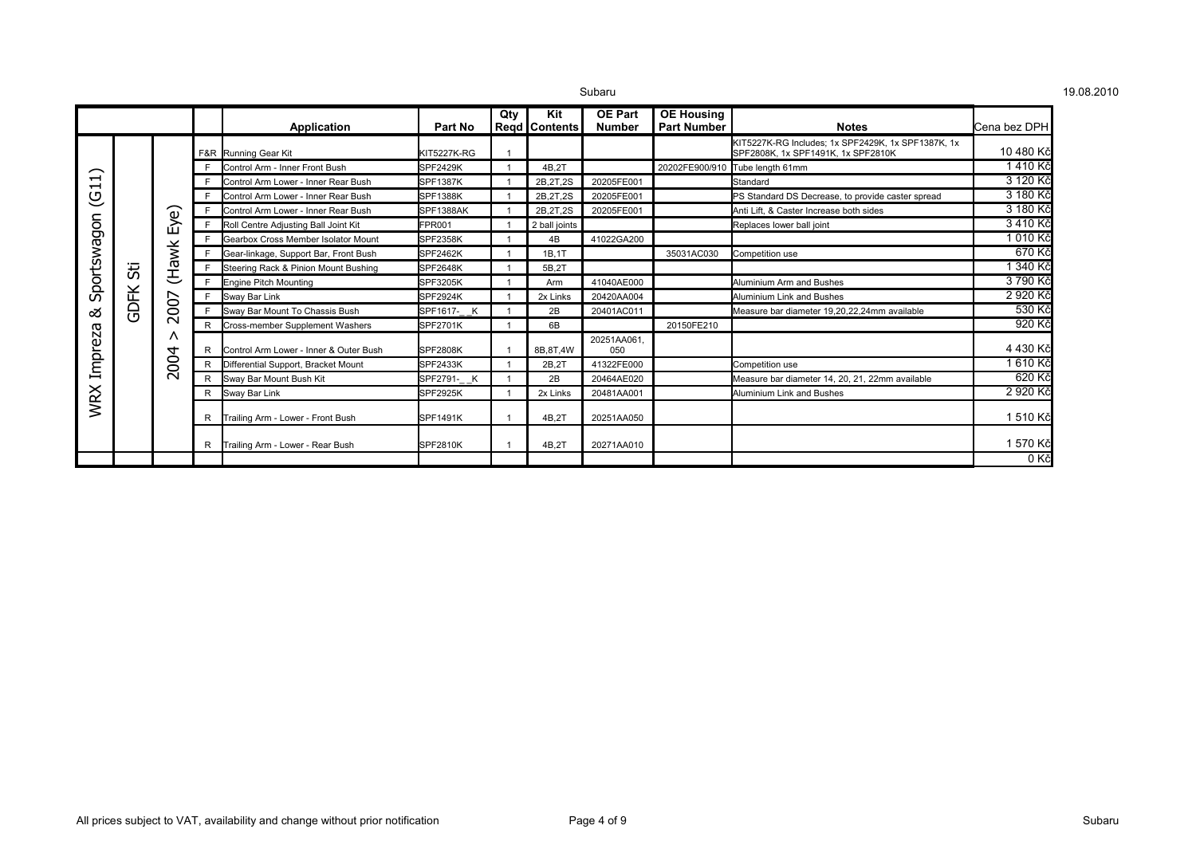| | | | | Application | Part No | Qty Reqd | Kit Contents | OE Part Number | OE Housing Part Number | Notes | Cena bez DPH |
|---|---|---|---|---|---|---|---|---|---|---|---|
| WRX Impreza & Sportswagon (G11) | GDFK Sti | 2004 > 2007 (Hawk Eye) | F&R | Running Gear Kit | KIT5227K-RG | 1 | | | | KIT5227K-RG Includes; 1x SPF2429K, 1x SPF1387K, 1x SPF2808K, 1x SPF1491K, 1x SPF2810K | 10 480 Kč |
| | | | F | Control Arm - Inner Front Bush | SPF2429K | 1 | 4B,2T | | 20202FE900/910 | Tube length 61mm | 1 410 Kč |
| | | | F | Control Arm Lower - Inner Rear Bush | SPF1387K | 1 | 2B,2T,2S | 20205FE001 | | Standard | 3 120 Kč |
| | | | F | Control Arm Lower - Inner Rear Bush | SPF1388K | 1 | 2B,2T,2S | 20205FE001 | | PS Standard DS Decrease, to provide caster spread | 3 180 Kč |
| | | | F | Control Arm Lower - Inner Rear Bush | SPF1388AK | 1 | 2B,2T,2S | 20205FE001 | | Anti Lift, & Caster Increase both sides | 3 180 Kč |
| | | | F | Roll Centre Adjusting Ball Joint Kit | FPR001 | 1 | 2 ball joints | | | Replaces lower ball joint | 3 410 Kč |
| | | | F | Gearbox Cross Member Isolator Mount | SPF2358K | 1 | 4B | 41022GA200 | | | 1 010 Kč |
| | | | F | Gear-linkage, Support Bar, Front Bush | SPF2462K | 1 | 1B,1T | | 35031AC030 | Competition use | 670 Kč |
| | | | F | Steering Rack & Pinion Mount Bushing | SPF2648K | 1 | 5B,2T | | | | 1 340 Kč |
| | | | F | Engine Pitch Mounting | SPF3205K | 1 | Arm | 41040AE000 | | Aluminium Arm and Bushes | 3 790 Kč |
| | | | F | Sway Bar Link | SPF2924K | 1 | 2x Links | 20420AA004 | | Aluminium Link and Bushes | 2 920 Kč |
| | | | F | Sway Bar Mount To Chassis Bush | SPF1617-__K | 1 | 2B | 20401AC011 | | Measure bar diameter 19,20,22,24mm available | 530 Kč |
| | | | R | Cross-member Supplement Washers | SPF2701K | 1 | 6B | | 20150FE210 | | 920 Kč |
| | | | R | Control Arm Lower - Inner & Outer Bush | SPF2808K | 1 | 8B,8T,4W | 20251AA061, 050 | | | 4 430 Kč |
| | | | R | Differential Support, Bracket Mount | SPF2433K | 1 | 2B,2T | 41322FE000 | | Competition use | 1 610 Kč |
| | | | R | Sway Bar Mount Bush Kit | SPF2791-__K | 1 | 2B | 20464AE020 | | Measure bar diameter 14, 20, 21, 22mm available | 620 Kč |
| | | | R | Sway Bar Link | SPF2925K | 1 | 2x Links | 20481AA001 | | Aluminium Link and Bushes | 2 920 Kč |
| | | | R | Trailing Arm - Lower - Front Bush | SPF1491K | 1 | 4B,2T | 20251AA050 | | | 1 510 Kč |
| | | | R | Trailing Arm - Lower - Rear Bush | SPF2810K | 1 | 4B,2T | 20271AA010 | | | 1 570 Kč |
| | | | | | | | | | | | 0 Kč |

All prices subject to VAT, availability and change without prior notification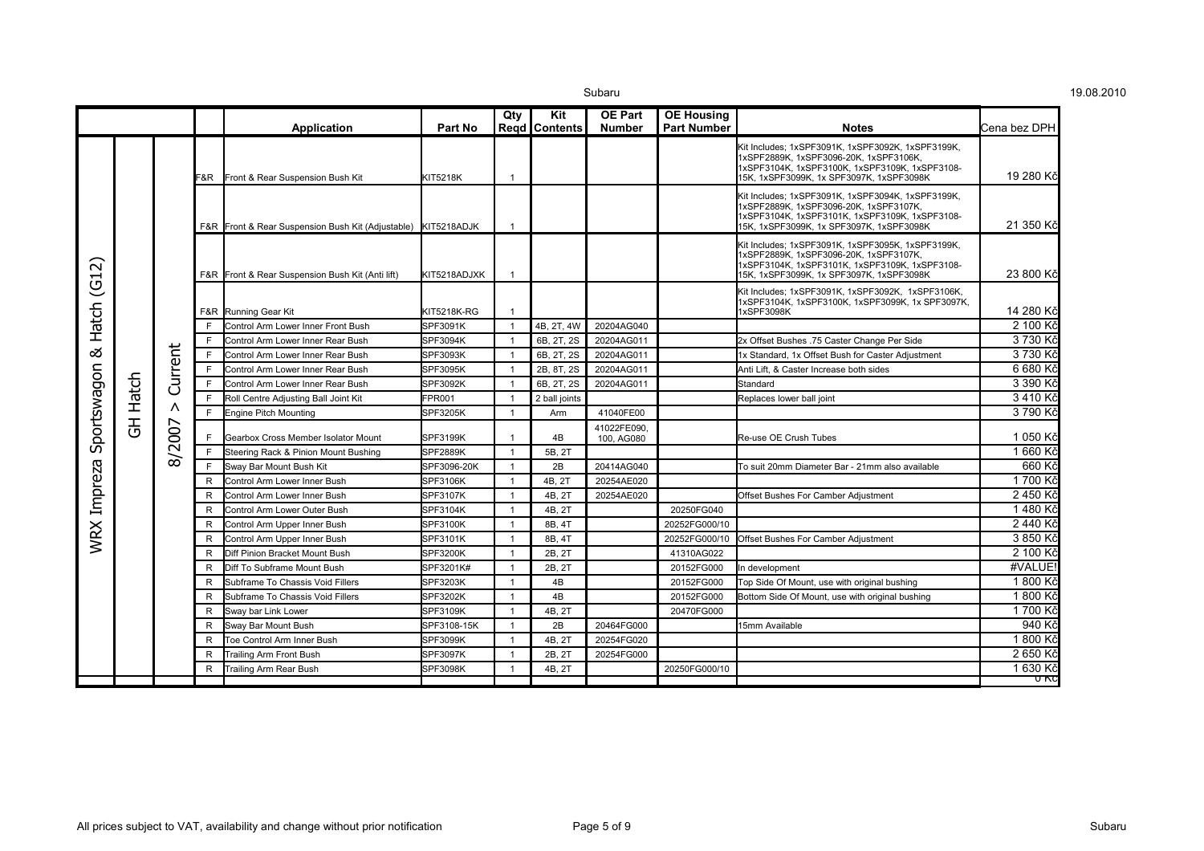| | | | | Application | Part No | Qty Reqd | Kit Contents | OE Part Number | OE Housing Part Number | Notes | Cena bez DPH |
|---|---|---|---|---|---|---|---|---|---|---|---|
| WRX Impreza Sportswagon & Hatch (G12) | GH Hatch | 8/2007 > Current | F&R | Front & Rear Suspension Bush Kit | KIT5218K | 1 | | | | Kit Includes; 1xSPF3091K, 1xSPF3092K, 1xSPF3199K, 1xSPF2889K, 1xSPF3096-20K, 1xSPF3106K, 1xSPF3104K, 1xSPF3100K, 1xSPF3109K, 1xSPF3108-15K, 1xSPF3099K, 1x SPF3097K, 1xSPF3098K | 19 280 Kč |
| | | | F&R | Front & Rear Suspension Bush Kit (Adjustable) | KIT5218ADJK | 1 | | | | Kit Includes; 1xSPF3091K, 1xSPF3094K, 1xSPF3199K, 1xSPF2889K, 1xSPF3096-20K, 1xSPF3107K, 1xSPF3104K, 1xSPF3101K, 1xSPF3109K, 1xSPF3108-15K, 1xSPF3099K, 1x SPF3097K, 1xSPF3098K | 21 350 Kč |
| | | | F&R | Front & Rear Suspension Bush Kit (Anti lift) | KIT5218ADJXK | 1 | | | | Kit Includes; 1xSPF3091K, 1xSPF3095K, 1xSPF3199K, 1xSPF2889K, 1xSPF3096-20K, 1xSPF3107K, 1xSPF3104K, 1xSPF3101K, 1xSPF3109K, 1xSPF3108-15K, 1xSPF3099K, 1x SPF3097K, 1xSPF3098K | 23 800 Kč |
| | | | F&R | Running Gear Kit | KIT5218K-RG | 1 | | | | Kit Includes; 1xSPF3091K, 1xSPF3092K, 1xSPF3106K, 1xSPF3104K, 1xSPF3100K, 1xSPF3099K, 1x SPF3097K, 1xSPF3098K | 14 280 Kč |
| | | | F | Control Arm Lower Inner Front Bush | SPF3091K | 1 | 4B, 2T, 4W | 20204AG040 | | | 2 100 Kč |
| | | | F | Control Arm Lower Inner Rear Bush | SPF3094K | 1 | 6B, 2T, 2S | 20204AG011 | | 2x Offset Bushes .75 Caster Change Per Side | 3 730 Kč |
| | | | F | Control Arm Lower Inner Rear Bush | SPF3093K | 1 | 6B, 2T, 2S | 20204AG011 | | 1x Standard, 1x Offset Bush for Caster Adjustment | 3 730 Kč |
| | | | F | Control Arm Lower Inner Rear Bush | SPF3095K | 1 | 2B, 8T, 2S | 20204AG011 | | Anti Lift, & Caster Increase both sides | 6 680 Kč |
| | | | F | Control Arm Lower Inner Rear Bush | SPF3092K | 1 | 6B, 2T, 2S | 20204AG011 | | Standard | 3 390 Kč |
| | | | F | Roll Centre Adjusting Ball Joint Kit | FPR001 | 1 | 2 ball joints | | | Replaces lower ball joint | 3 410 Kč |
| | | | F | Engine Pitch Mounting | SPF3205K | 1 | Arm | 41040FE00 | | | 3 790 Kč |
| | | | F | Gearbox Cross Member Isolator Mount | SPF3199K | 1 | 4B | 41022FE090, 100, AG080 | | Re-use OE Crush Tubes | 1 050 Kč |
| | | | F | Steering Rack & Pinion Mount Bushing | SPF2889K | 1 | 5B, 2T | | | | 1 660 Kč |
| | | | F | Sway Bar Mount Bush Kit | SPF3096-20K | 1 | 2B | 20414AG040 | | To suit 20mm Diameter Bar - 21mm also available | 660 Kč |
| | | | R | Control Arm Lower Inner Bush | SPF3106K | 1 | 4B, 2T | 20254AE020 | | | 1 700 Kč |
| | | | R | Control Arm Lower Inner Bush | SPF3107K | 1 | 4B, 2T | 20254AE020 | | Offset Bushes For Camber Adjustment | 2 450 Kč |
| | | | R | Control Arm Lower Outer Bush | SPF3104K | 1 | 4B, 2T | | 20250FG040 | | 1 480 Kč |
| | | | R | Control Arm Upper Inner Bush | SPF3100K | 1 | 8B, 4T | | 20252FG000/10 | | 2 440 Kč |
| | | | R | Control Arm Upper Inner Bush | SPF3101K | 1 | 8B, 4T | | 20252FG000/10 | Offset Bushes For Camber Adjustment | 3 850 Kč |
| | | | R | Diff Pinion Bracket Mount Bush | SPF3200K | 1 | 2B, 2T | | 41310AG022 | | 2 100 Kč |
| | | | R | Diff To Subframe Mount Bush | SPF3201K# | 1 | 2B, 2T | | 20152FG000 | In development | #VALUE! |
| | | | R | Subframe To Chassis Void Fillers | SPF3203K | 1 | 4B | | 20152FG000 | Top Side Of Mount, use with original bushing | 1 800 Kč |
| | | | R | Subframe To Chassis Void Fillers | SPF3202K | 1 | 4B | | 20152FG000 | Bottom Side Of Mount, use with original bushing | 1 800 Kč |
| | | | R | Sway bar Link Lower | SPF3109K | 1 | 4B, 2T | | 20470FG000 | | 1 700 Kč |
| | | | R | Sway Bar Mount Bush | SPF3108-15K | 1 | 2B | 20464FG000 | | 15mm Available | 940 Kč |
| | | | R | Toe Control Arm Inner Bush | SPF3099K | 1 | 4B, 2T | 20254FG020 | | | 1 800 Kč |
| | | | R | Trailing Arm Front Bush | SPF3097K | 1 | 2B, 2T | 20254FG000 | | | 2 650 Kč |
| | | | R | Trailing Arm Rear Bush | SPF3098K | 1 | 4B, 2T | | 20250FG000/10 | | 1 630 Kč |
| | | | | | | | | | | | 0 Kč |

All prices subject to VAT, availability and change without prior notification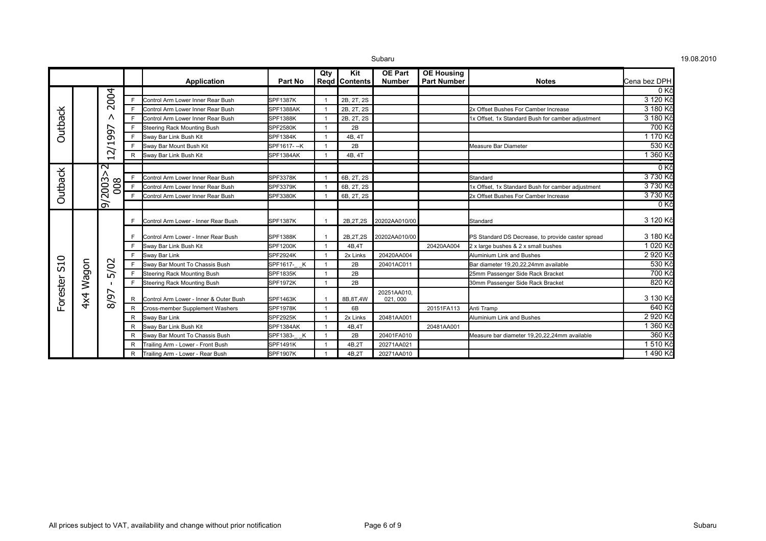|  |  |  |  | Application | Part No | Qty Reqd | Kit Contents | OE Part Number | OE Housing Part Number | Notes | Cena bez DPH |
|---|---|---|---|---|---|---|---|---|---|---|---|
| Outback |  | 12/1997 > 2004 |  |  |  |  |  |  |  |  | 0 Kč |
|  |  |  | F | Control Arm Lower Inner Rear Bush | SPF1387K | 1 | 2B, 2T, 2S |  |  |  | 3 120 Kč |
|  |  |  | F | Control Arm Lower Inner Rear Bush | SPF1388AK | 1 | 2B, 2T, 2S |  |  | 2x Offset Bushes For Camber Increase | 3 180 Kč |
|  |  |  | F | Control Arm Lower Inner Rear Bush | SPF1388K | 1 | 2B, 2T, 2S |  |  | 1x Offset, 1x Standard Bush for camber adjustment | 3 180 Kč |
|  |  |  | F | Steering Rack Mounting Bush | SPF2580K | 1 | 2B |  |  |  | 700 Kč |
|  |  |  | F | Sway Bar Link Bush Kit | SPF1384K | 1 | 4B, 4T |  |  |  | 1 170 Kč |
|  |  |  | F | Sway Bar Mount Bush Kit | SPF1617- --K | 1 | 2B |  |  | Measure Bar Diameter | 530 Kč |
|  |  |  | R | Sway Bar Link Bush Kit | SPF1384AK | 1 | 4B, 4T |  |  |  | 1 360 Kč |
| Outback |  | 9/2003>2008 |  |  |  |  |  |  |  |  | 0 Kč |
|  |  |  | F | Control Arm Lower Inner Rear Bush | SPF3378K | 1 | 6B, 2T, 2S |  |  | Standard | 3 730 Kč |
|  |  |  | F | Control Arm Lower Inner Rear Bush | SPF3379K | 1 | 6B, 2T, 2S |  |  | 1x Offset, 1x Standard Bush for camber adjustment | 3 730 Kč |
|  |  |  | F | Control Arm Lower Inner Rear Bush | SPF3380K | 1 | 6B, 2T, 2S |  |  | 2x Offset Bushes For Camber Increase | 3 730 Kč |
|  |  |  |  |  |  |  |  |  |  |  | 0 Kč |
| Forester S10 | 4x4 Wagon | 8/97 - 5/02 | F | Control Arm Lower - Inner Rear Bush | SPF1387K | 1 | 2B,2T,2S | 20202AA010/00 |  | Standard | 3 120 Kč |
|  |  |  | F | Control Arm Lower - Inner Rear Bush | SPF1388K | 1 | 2B,2T,2S | 20202AA010/00 |  | PS Standard DS Decrease, to provide caster spread | 3 180 Kč |
|  |  |  | F | Sway Bar Link Bush Kit | SPF1200K | 1 | 4B,4T |  | 20420AA004 | 2 x large bushes & 2 x small bushes | 1 020 Kč |
|  |  |  | F | Sway Bar Link | SPF2924K | 1 | 2x Links | 20420AA004 |  | Aluminium Link and Bushes | 2 920 Kč |
|  |  |  | F | Sway Bar Mount To Chassis Bush | SPF1617-__K | 1 | 2B | 20401AC011 |  | Bar diameter 19,20,22,24mm available | 530 Kč |
|  |  |  | F | Steering Rack Mounting Bush | SPF1835K | 1 | 2B |  |  | 25mm Passenger Side Rack Bracket | 700 Kč |
|  |  |  | F | Steering Rack Mounting Bush | SPF1972K | 1 | 2B |  |  | 30mm Passenger Side Rack Bracket | 820 Kč |
|  |  |  | R | Control Arm Lower - Inner & Outer Bush | SPF1463K | 1 | 8B,8T,4W | 20251AA010, 021, 000 |  |  | 3 130 Kč |
|  |  |  | R | Cross-member Supplement Washers | SPF1978K | 1 | 6B |  | 20151FA113 | Anti Tramp | 640 Kč |
|  |  |  | R | Sway Bar Link | SPF2925K | 1 | 2x Links | 20481AA001 |  | Aluminium Link and Bushes | 2 920 Kč |
|  |  |  | R | Sway Bar Link Bush Kit | SPF1384AK | 1 | 4B,4T |  | 20481AA001 |  | 1 360 Kč |
|  |  |  | R | Sway Bar Mount To Chassis Bush | SPF1383-__K | 1 | 2B | 20401FA010 |  | Measure bar diameter 19,20,22,24mm available | 360 Kč |
|  |  |  | R | Trailing Arm - Lower - Front Bush | SPF1491K | 1 | 4B,2T | 20271AA021 |  |  | 1 510 Kč |
|  |  |  | R | Trailing Arm - Lower - Rear Bush | SPF1907K | 1 | 4B,2T | 20271AA010 |  |  | 1 490 Kč |

All prices subject to VAT, availability and change without prior notification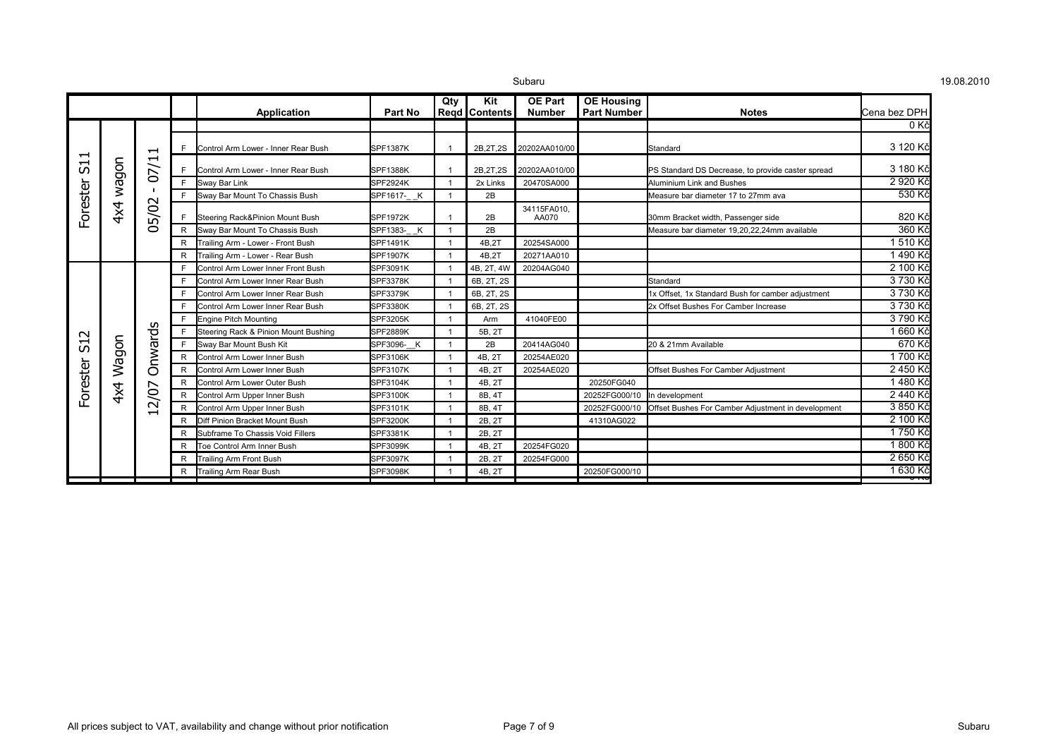| | | | | Application | Part No | Qty Reqd | Kit Contents | OE Part Number | OE Housing Part Number | Notes | Cena bez DPH |
|---|---|---|---|---|---|---|---|---|---|---|---|
| | | | | | | | | | | | 0 Kč |
| Forester S11 | 4x4 wagon | 05/02 - 07/11 | F | Control Arm Lower - Inner Rear Bush | SPF1387K | 1 | 2B,2T,2S | 20202AA010/00 | | Standard | 3 120 Kč |
| | | | F | Control Arm Lower - Inner Rear Bush | SPF1388K | 1 | 2B,2T,2S | 20202AA010/00 | | PS Standard DS Decrease, to provide caster spread | 3 180 Kč |
| | | | F | Sway Bar Link | SPF2924K | 1 | 2x Links | 20470SA000 | | Aluminium Link and Bushes | 2 920 Kč |
| | | | F | Sway Bar Mount To Chassis Bush | SPF1617-__K | 1 | 2B | | | Measure bar diameter 17 to 27mm ava | 530 Kč |
| | | | F | Steering Rack&Pinion Mount Bush | SPF1972K | 1 | 2B | 34115FA010, AA070 | | 30mm Bracket width, Passenger side | 820 Kč |
| | | | R | Sway Bar Mount To Chassis Bush | SPF1383-__K | 1 | 2B | | | Measure bar diameter 19,20,22,24mm available | 360 Kč |
| | | | R | Trailing Arm - Lower - Front Bush | SPF1491K | 1 | 4B,2T | 20254SA000 | | | 1 510 Kč |
| | | | R | Trailing Arm - Lower - Rear Bush | SPF1907K | 1 | 4B,2T | 20271AA010 | | | 1 490 Kč |
| Forester S12 | 4x4 Wagon | 12/07 Onwards | F | Control Arm Lower Inner Front Bush | SPF3091K | 1 | 4B, 2T, 4W | 20204AG040 | | | 2 100 Kč |
| | | | F | Control Arm Lower Inner Rear Bush | SPF3378K | 1 | 6B, 2T, 2S | | | Standard | 3 730 Kč |
| | | | F | Control Arm Lower Inner Rear Bush | SPF3379K | 1 | 6B, 2T, 2S | | | 1x Offset, 1x Standard Bush for camber adjustment | 3 730 Kč |
| | | | F | Control Arm Lower Inner Rear Bush | SPF3380K | 1 | 6B, 2T, 2S | | | 2x Offset Bushes For Camber Increase | 3 730 Kč |
| | | | F | Engine Pitch Mounting | SPF3205K | 1 | Arm | 41040FE00 | | | 3 790 Kč |
| | | | F | Steering Rack & Pinion Mount Bushing | SPF2889K | 1 | 5B, 2T | | | | 1 660 Kč |
| | | | F | Sway Bar Mount Bush Kit | SPF3096-__K | 1 | 2B | 20414AG040 | | 20 & 21mm Available | 670 Kč |
| | | | R | Control Arm Lower Inner Bush | SPF3106K | 1 | 4B, 2T | 20254AE020 | | | 1 700 Kč |
| | | | R | Control Arm Lower Inner Bush | SPF3107K | 1 | 4B, 2T | 20254AE020 | | Offset Bushes For Camber Adjustment | 2 450 Kč |
| | | | R | Control Arm Lower Outer Bush | SPF3104K | 1 | 4B, 2T | | 20250FG040 | | 1 480 Kč |
| | | | R | Control Arm Upper Inner Bush | SPF3100K | 1 | 8B, 4T | | 20252FG000/10 | In development | 2 440 Kč |
| | | | R | Control Arm Upper Inner Bush | SPF3101K | 1 | 8B, 4T | | 20252FG000/10 | Offset Bushes For Camber Adjustment in development | 3 850 Kč |
| | | | R | Diff Pinion Bracket Mount Bush | SPF3200K | 1 | 2B, 2T | | 41310AG022 | | 2 100 Kč |
| | | | R | Subframe To Chassis Void Fillers | SPF3381K | 1 | 2B, 2T | | | | 1 750 Kč |
| | | | R | Toe Control Arm Inner Bush | SPF3099K | 1 | 4B, 2T | 20254FG020 | | | 1 800 Kč |
| | | | R | Trailing Arm Front Bush | SPF3097K | 1 | 2B, 2T | 20254FG000 | | | 2 650 Kč |
| | | | R | Trailing Arm Rear Bush | SPF3098K | 1 | 4B, 2T | | 20250FG000/10 | | 1 630 Kč |

All prices subject to VAT, availability and change without prior notification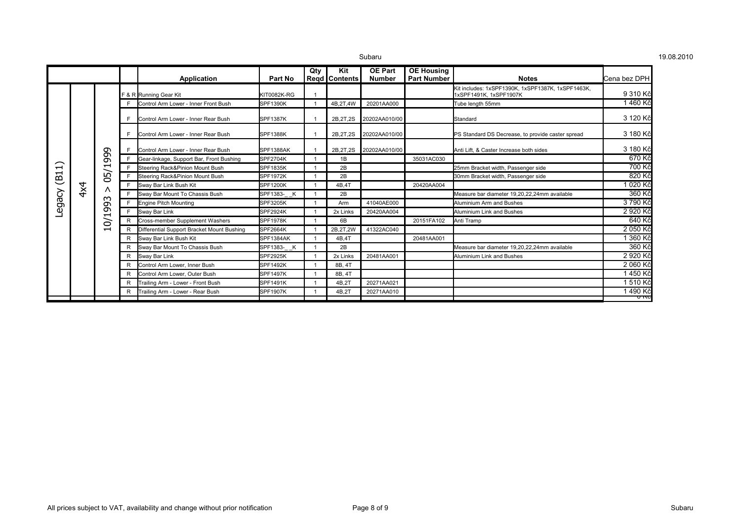| | | | | Application | Part No | Qty Reqd | Kit Contents | OE Part Number | OE Housing Part Number | Notes | Cena bez DPH |
|---|---|---|---|---|---|---|---|---|---|---|---|
| Legacy (B11) | 4x4 | 10/1993 > 05/1999 | F & R | Running Gear Kit | KIT0082K-RG | 1 | | | | Kit includes: 1xSPF1390K, 1xSPF1387K, 1xSPF1463K, 1xSPF1491K, 1xSPF1907K | 9 310 Kč |
| | | | F | Control Arm Lower - Inner Front Bush | SPF1390K | 1 | 4B,2T,4W | 20201AA000 | | Tube length 55mm | 1 460 Kč |
| | | | F | Control Arm Lower - Inner Rear Bush | SPF1387K | 1 | 2B,2T,2S | 20202AA010/00 | | Standard | 3 120 Kč |
| | | | F | Control Arm Lower - Inner Rear Bush | SPF1388K | 1 | 2B,2T,2S | 20202AA010/00 | | PS Standard DS Decrease, to provide caster spread | 3 180 Kč |
| | | | F | Control Arm Lower - Inner Rear Bush | SPF1388AK | 1 | 2B,2T,2S | 20202AA010/00 | | Anti Lift, & Caster Increase both sides | 3 180 Kč |
| | | | F | Gear-linkage, Support Bar, Front Bushing | SPF2704K | 1 | 1B | | 35031AC030 | | 670 Kč |
| | | | F | Steering Rack&Pinion Mount Bush | SPF1835K | 1 | 2B | | | 25mm Bracket width, Passenger side | 700 Kč |
| | | | F | Steering Rack&Pinion Mount Bush | SPF1972K | 1 | 2B | | | 30mm Bracket width, Passenger side | 820 Kč |
| | | | F | Sway Bar Link Bush Kit | SPF1200K | 1 | 4B,4T | | 20420AA004 | | 1 020 Kč |
| | | | F | Sway Bar Mount To Chassis Bush | SPF1383-__K | 1 | 2B | | | Measure bar diameter 19,20,22,24mm available | 360 Kč |
| | | | F | Engine Pitch Mounting | SPF3205K | 1 | Arm | 41040AE000 | | Aluminium Arm and Bushes | 3 790 Kč |
| | | | F | Sway Bar Link | SPF2924K | 1 | 2x Links | 20420AA004 | | Aluminium Link and Bushes | 2 920 Kč |
| | | | R | Cross-member Supplement Washers | SPF1978K | 1 | 6B | | 20151FA102 | Anti Tramp | 640 Kč |
| | | | R | Differential Support Bracket Mount Bushing | SPF2664K | 1 | 2B,2T,2W | 41322AC040 | | | 2 050 Kč |
| | | | R | Sway Bar Link Bush Kit | SPF1384AK | 1 | 4B,4T | | 20481AA001 | | 1 360 Kč |
| | | | R | Sway Bar Mount To Chassis Bush | SPF1383-__K | 1 | 2B | | | Measure bar diameter 19,20,22,24mm available | 360 Kč |
| | | | R | Sway Bar Link | SPF2925K | 1 | 2x Links | 20481AA001 | | Aluminium Link and Bushes | 2 920 Kč |
| | | | R | Control Arm Lower, Inner Bush | SPF1492K | 1 | 8B, 4T | | | | 2 060 Kč |
| | | | R | Control Arm Lower, Outer Bush | SPF1497K | 1 | 8B, 4T | | | | 1 450 Kč |
| | | | R | Trailing Arm - Lower - Front Bush | SPF1491K | 1 | 4B,2T | 20271AA021 | | | 1 510 Kč |
| | | | R | Trailing Arm - Lower - Rear Bush | SPF1907K | 1 | 4B,2T | 20271AA010 | | | 1 490 Kč |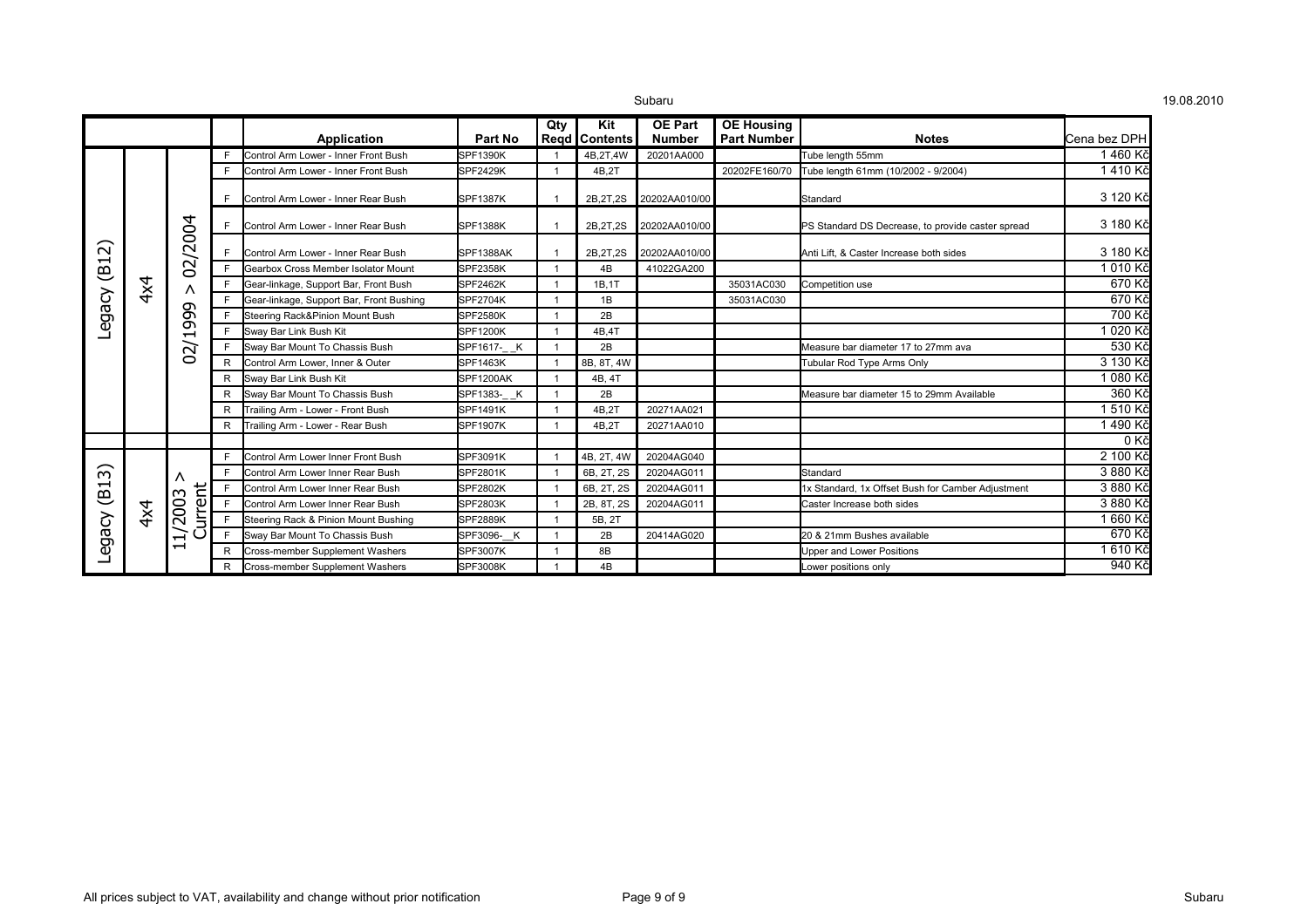| | | | | Application | Part No | Qty Reqd | Kit Contents | OE Part Number | OE Housing Part Number | Notes | Cena bez DPH |
|---|---|---|---|---|---|---|---|---|---|---|---|
| Legacy (B12) | 4x4 | 02/1999 > 02/2004 | F | Control Arm Lower - Inner Front Bush | SPF1390K | 1 | 4B,2T,4W | 20201AA000 | | Tube length 55mm | 1 460 Kč |
| | | | F | Control Arm Lower - Inner Front Bush | SPF2429K | 1 | 4B,2T | | 20202FE160/70 | Tube length 61mm (10/2002 - 9/2004) | 1 410 Kč |
| | | | F | Control Arm Lower - Inner Rear Bush | SPF1387K | 1 | 2B,2T,2S | 20202AA010/00 | | Standard | 3 120 Kč |
| | | | F | Control Arm Lower - Inner Rear Bush | SPF1388K | 1 | 2B,2T,2S | 20202AA010/00 | | PS Standard DS Decrease, to provide caster spread | 3 180 Kč |
| | | | F | Control Arm Lower - Inner Rear Bush | SPF1388AK | 1 | 2B,2T,2S | 20202AA010/00 | | Anti Lift, & Caster Increase both sides | 3 180 Kč |
| | | | F | Gearbox Cross Member Isolator Mount | SPF2358K | 1 | 4B | 41022GA200 | | | 1 010 Kč |
| | | | F | Gear-linkage, Support Bar, Front Bush | SPF2462K | 1 | 1B,1T | | 35031AC030 | Competition use | 670 Kč |
| | | | F | Gear-linkage, Support Bar, Front Bushing | SPF2704K | 1 | 1B | | 35031AC030 | | 670 Kč |
| | | | F | Steering Rack&Pinion Mount Bush | SPF2580K | 1 | 2B | | | | 700 Kč |
| | | | F | Sway Bar Link Bush Kit | SPF1200K | 1 | 4B,4T | | | | 1 020 Kč |
| | | | F | Sway Bar Mount To Chassis Bush | SPF1617-__K | 1 | 2B | | | Measure bar diameter 17 to 27mm ava | 530 Kč |
| | | | R | Control Arm Lower, Inner & Outer | SPF1463K | 1 | 8B, 8T, 4W | | | Tubular Rod Type Arms Only | 3 130 Kč |
| | | | R | Sway Bar Link Bush Kit | SPF1200AK | 1 | 4B, 4T | | | | 1 080 Kč |
| | | | R | Sway Bar Mount To Chassis Bush | SPF1383-__K | 1 | 2B | | | Measure bar diameter 15 to 29mm Available | 360 Kč |
| | | | R | Trailing Arm - Lower - Front Bush | SPF1491K | 1 | 4B,2T | 20271AA021 | | | 1 510 Kč |
| | | | R | Trailing Arm - Lower - Rear Bush | SPF1907K | 1 | 4B,2T | 20271AA010 | | | 1 490 Kč |
| | | | | | | | | | | | 0 Kč |
| Legacy (B13) | 4x4 | 11/2003 > Current | F | Control Arm Lower Inner Front Bush | SPF3091K | 1 | 4B, 2T, 4W | 20204AG040 | | | 2 100 Kč |
| | | | F | Control Arm Lower Inner Rear Bush | SPF2801K | 1 | 6B, 2T, 2S | 20204AG011 | | Standard | 3 880 Kč |
| | | | F | Control Arm Lower Inner Rear Bush | SPF2802K | 1 | 6B, 2T, 2S | 20204AG011 | | 1x Standard, 1x Offset Bush for Camber Adjustment | 3 880 Kč |
| | | | F | Control Arm Lower Inner Rear Bush | SPF2803K | 1 | 2B, 8T, 2S | 20204AG011 | | Caster Increase both sides | 3 880 Kč |
| | | | F | Steering Rack & Pinion Mount Bushing | SPF2889K | 1 | 5B, 2T | | | | 1 660 Kč |
| | | | F | Sway Bar Mount To Chassis Bush | SPF3096-__K | 1 | 2B | 20414AG020 | | 20 & 21mm Bushes available | 670 Kč |
| | | | R | Cross-member Supplement Washers | SPF3007K | 1 | 8B | | | Upper and Lower Positions | 1 610 Kč |
| | | | R | Cross-member Supplement Washers | SPF3008K | 1 | 4B | | | Lower positions only | 940 Kč |

All prices subject to VAT, availability and change without prior notification